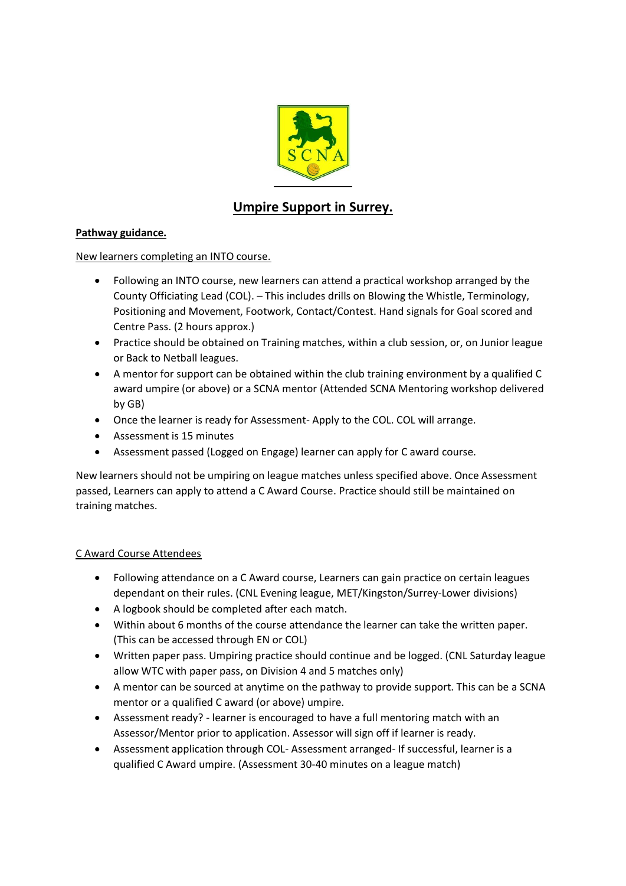# Umpire Support in Surrey.

**Pathway guidance.**

New learners completing an INTO course.

- Following an INTO course, new learners can attend a practical workshop arranged by the County Officiating Lead (COL). – This includes drills on Blowing the Whistle, Terminology, Positioning and Movement, Footwork, Contact/Contest. Hand signals for Goal scored and Centre Pass. (2 hours approx.)
- Practice should be obtained on Training matches, within a club session, or, on Junior league or Back to Netball leagues.
- A mentor for support can be obtained within the club training environment by a qualified C award umpire (or above) or a SCNA mentor (Attended SCNA Mentoring workshop delivered by GB)
- Once the learner is ready for Assessment- Apply to the COL. COL will arrange.
- Assessment is 15 minutes
- Assessment passed (Logged on Engage) learner can apply for C award course.

New learners should not be umpiring on league matches unless specified above. Once Assessment passed, Learners can apply to attend a C Award Course. Practice should still be maintained on training matches.

C Award Course Attendees

- Following attendance on a C Award course, Learners can gain practice on certain leagues dependant on their rules. (CNL Evening league, MET/Kingston/Surrey-Lower divisions)
- A logbook should be completed after each match.
- Within about 6 months of the course attendance the learner can take the written paper. (This can be accessed through EN or COL)
- Written paper pass. Umpiring practice should continue and be logged. (CNL Saturday league allow WTC with paper pass, on Division 4 and 5 matches only)
- A mentor can be sourced at anytime on the pathway to provide support. This can be a SCNA mentor or a qualified C award (or above) umpire.
- Assessment ready? - learner is encouraged to have a full mentoring match with an Assessor/Mentor prior to application. Assessor will sign off if learner is ready.
- Assessment application through COL- Assessment arranged- If successful, learner is a qualified C Award umpire. (Assessment 30-40 minutes on a league match)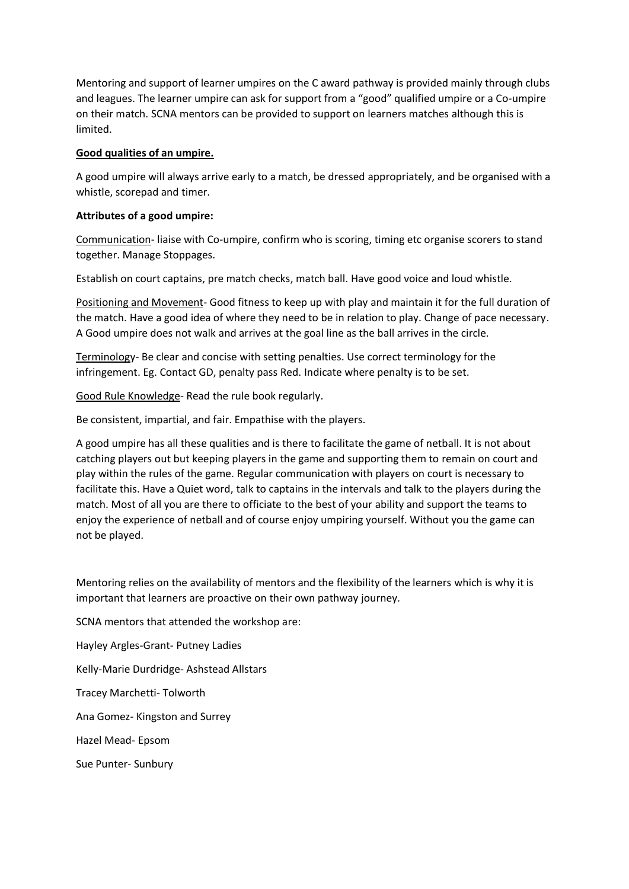Mentoring and support of learner umpires on the C award pathway is provided mainly through clubs and leagues. The learner umpire can ask for support from a "good" qualified umpire or a Co-umpire on their match. SCNA mentors can be provided to support on learners matches although this is limited.

**<u>Good qualities of an umpire.</u>**

A good umpire will always arrive early to a match, be dressed appropriately, and be organised with a whistle, scorepad and timer.

**Attributes of a good umpire:**

<u>Communication</u>- liaise with Co-umpire, confirm who is scoring, timing etc organise scorers to stand together. Manage Stoppages.

Establish on court captains, pre match checks, match ball. Have good voice and loud whistle.

<u>Positioning and Movement</u>- Good fitness to keep up with play and maintain it for the full duration of the match. Have a good idea of where they need to be in relation to play. Change of pace necessary. A Good umpire does not walk and arrives at the goal line as the ball arrives in the circle.

<u>Terminology</u>- Be clear and concise with setting penalties. Use correct terminology for the infringement. Eg. Contact GD, penalty pass Red. Indicate where penalty is to be set.

<u>Good Rule Knowledge</u>- Read the rule book regularly.

Be consistent, impartial, and fair. Empathise with the players.

A good umpire has all these qualities and is there to facilitate the game of netball. It is not about catching players out but keeping players in the game and supporting them to remain on court and play within the rules of the game. Regular communication with players on court is necessary to facilitate this. Have a Quiet word, talk to captains in the intervals and talk to the players during the match. Most of all you are there to officiate to the best of your ability and support the teams to enjoy the experience of netball and of course enjoy umpiring yourself. Without you the game can not be played.

Mentoring relies on the availability of mentors and the flexibility of the learners which is why it is important that learners are proactive on their own pathway journey.

SCNA mentors that attended the workshop are:

Hayley Argles-Grant- Putney Ladies

Kelly-Marie Durdridge- Ashstead Allstars

Tracey Marchetti- Tolworth

Ana Gomez- Kingston and Surrey

Hazel Mead- Epsom

Sue Punter- Sunbury